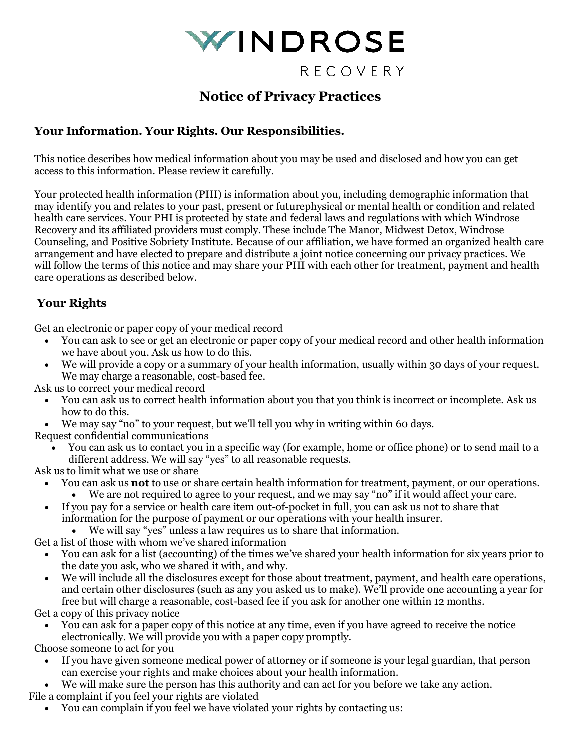# WINDROSE RECOVERY

# Notice of Privacy Practices

## Your Information. Your Rights. Our Responsibilities.

This notice describes how medical information about you may be used and disclosed and how you can get access to this information. Please review it carefully.

Your protected health information (PHI) is information about you, including demographic information that may identify you and relates to your past, present or futurephysical or mental health or condition and related health care services. Your PHI is protected by state and federal laws and regulations with which Windrose Recovery and its affiliated providers must comply. These include The Manor, Midwest Detox, Windrose Counseling, and Positive Sobriety Institute. Because of our affiliation, we have formed an organized health care arrangement and have elected to prepare and distribute a joint notice concerning our privacy practices. We will follow the terms of this notice and may share your PHI with each other for treatment, payment and health care operations as described below.

## Your Rights

Get an electronic or paper copy of your medical record

- You can ask to see or get an electronic or paper copy of your medical record and other health information we have about you. Ask us how to do this.
- We will provide a copy or a summary of your health information, usually within 30 days of your request. We may charge a reasonable, cost-based fee.

Ask us to correct your medical record

- You can ask us to correct health information about you that you think is incorrect or incomplete. Ask us how to do this.
- We may say "no" to your request, but we'll tell you why in writing within 60 days.

Request confidential communications

- You can ask us to contact you in a specific way (for example, home or office phone) or to send mail to a different address. We will say "yes" to all reasonable requests.

Ask us to limit what we use or share

- You can ask us **not** to use or share certain health information for treatment, payment, or our operations.
  - We are not required to agree to your request, and we may say "no" if it would affect your care.
- If you pay for a service or health care item out-of-pocket in full, you can ask us not to share that information for the purpose of payment or our operations with your health insurer.
  - We will say "yes" unless a law requires us to share that information.

Get a list of those with whom we've shared information

- You can ask for a list (accounting) of the times we've shared your health information for six years prior to the date you ask, who we shared it with, and why.
- We will include all the disclosures except for those about treatment, payment, and health care operations, and certain other disclosures (such as any you asked us to make). We'll provide one accounting a year for free but will charge a reasonable, cost-based fee if you ask for another one within 12 months.

Get a copy of this privacy notice

- You can ask for a paper copy of this notice at any time, even if you have agreed to receive the notice electronically. We will provide you with a paper copy promptly.

Choose someone to act for you

- If you have given someone medical power of attorney or if someone is your legal guardian, that person can exercise your rights and make choices about your health information.
- We will make sure the person has this authority and can act for you before we take any action.

File a complaint if you feel your rights are violated

- You can complain if you feel we have violated your rights by contacting us: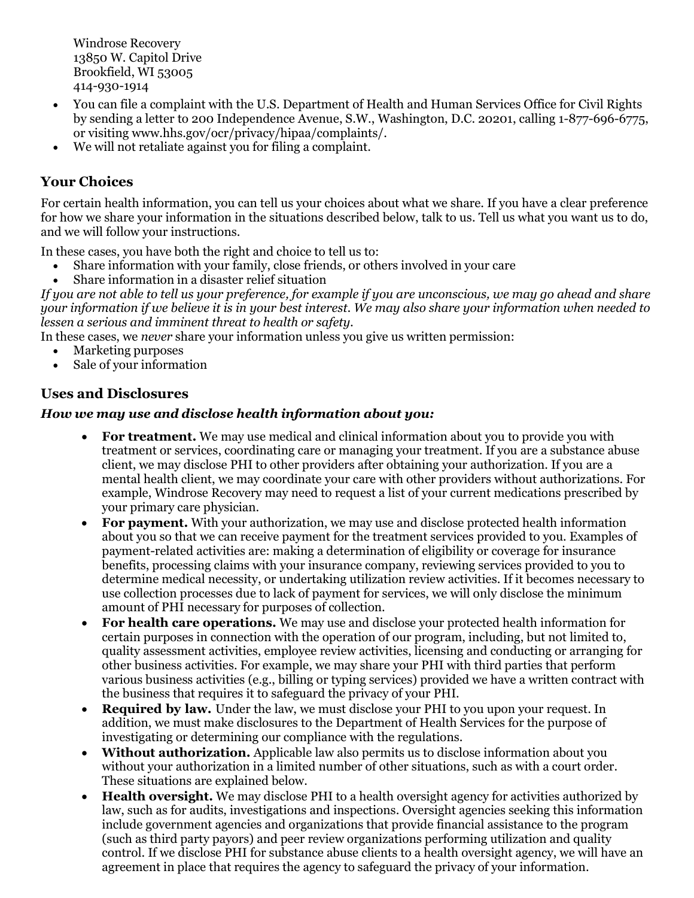Windrose Recovery
13850 W. Capitol Drive
Brookfield, WI 53005
414-930-1914

- You can file a complaint with the U.S. Department of Health and Human Services Office for Civil Rights by sending a letter to 200 Independence Avenue, S.W., Washington, D.C. 20201, calling 1-877-696-6775, or visiting www.hhs.gov/ocr/privacy/hipaa/complaints/.
- We will not retaliate against you for filing a complaint.

## Your Choices

For certain health information, you can tell us your choices about what we share. If you have a clear preference for how we share your information in the situations described below, talk to us. Tell us what you want us to do, and we will follow your instructions.

In these cases, you have both the right and choice to tell us to:

- Share information with your family, close friends, or others involved in your care
- Share information in a disaster relief situation

*If you are not able to tell us your preference, for example if you are unconscious, we may go ahead and share your information if we believe it is in your best interest. We may also share your information when needed to lessen a serious and imminent threat to health or safety.*

In these cases, we *never* share your information unless you give us written permission:

- Marketing purposes
- Sale of your information

## Uses and Disclosures

### *How we may use and disclose health information about you:*

- **For treatment.** We may use medical and clinical information about you to provide you with treatment or services, coordinating care or managing your treatment. If you are a substance abuse client, we may disclose PHI to other providers after obtaining your authorization. If you are a mental health client, we may coordinate your care with other providers without authorizations. For example, Windrose Recovery may need to request a list of your current medications prescribed by your primary care physician.
- **For payment.** With your authorization, we may use and disclose protected health information about you so that we can receive payment for the treatment services provided to you. Examples of payment-related activities are: making a determination of eligibility or coverage for insurance benefits, processing claims with your insurance company, reviewing services provided to you to determine medical necessity, or undertaking utilization review activities. If it becomes necessary to use collection processes due to lack of payment for services, we will only disclose the minimum amount of PHI necessary for purposes of collection.
- **For health care operations.** We may use and disclose your protected health information for certain purposes in connection with the operation of our program, including, but not limited to, quality assessment activities, employee review activities, licensing and conducting or arranging for other business activities. For example, we may share your PHI with third parties that perform various business activities (e.g., billing or typing services) provided we have a written contract with the business that requires it to safeguard the privacy of your PHI.
- **Required by law.** Under the law, we must disclose your PHI to you upon your request. In addition, we must make disclosures to the Department of Health Services for the purpose of investigating or determining our compliance with the regulations.
- **Without authorization.** Applicable law also permits us to disclose information about you without your authorization in a limited number of other situations, such as with a court order. These situations are explained below.
- **Health oversight.** We may disclose PHI to a health oversight agency for activities authorized by law, such as for audits, investigations and inspections. Oversight agencies seeking this information include government agencies and organizations that provide financial assistance to the program (such as third party payors) and peer review organizations performing utilization and quality control. If we disclose PHI for substance abuse clients to a health oversight agency, we will have an agreement in place that requires the agency to safeguard the privacy of your information.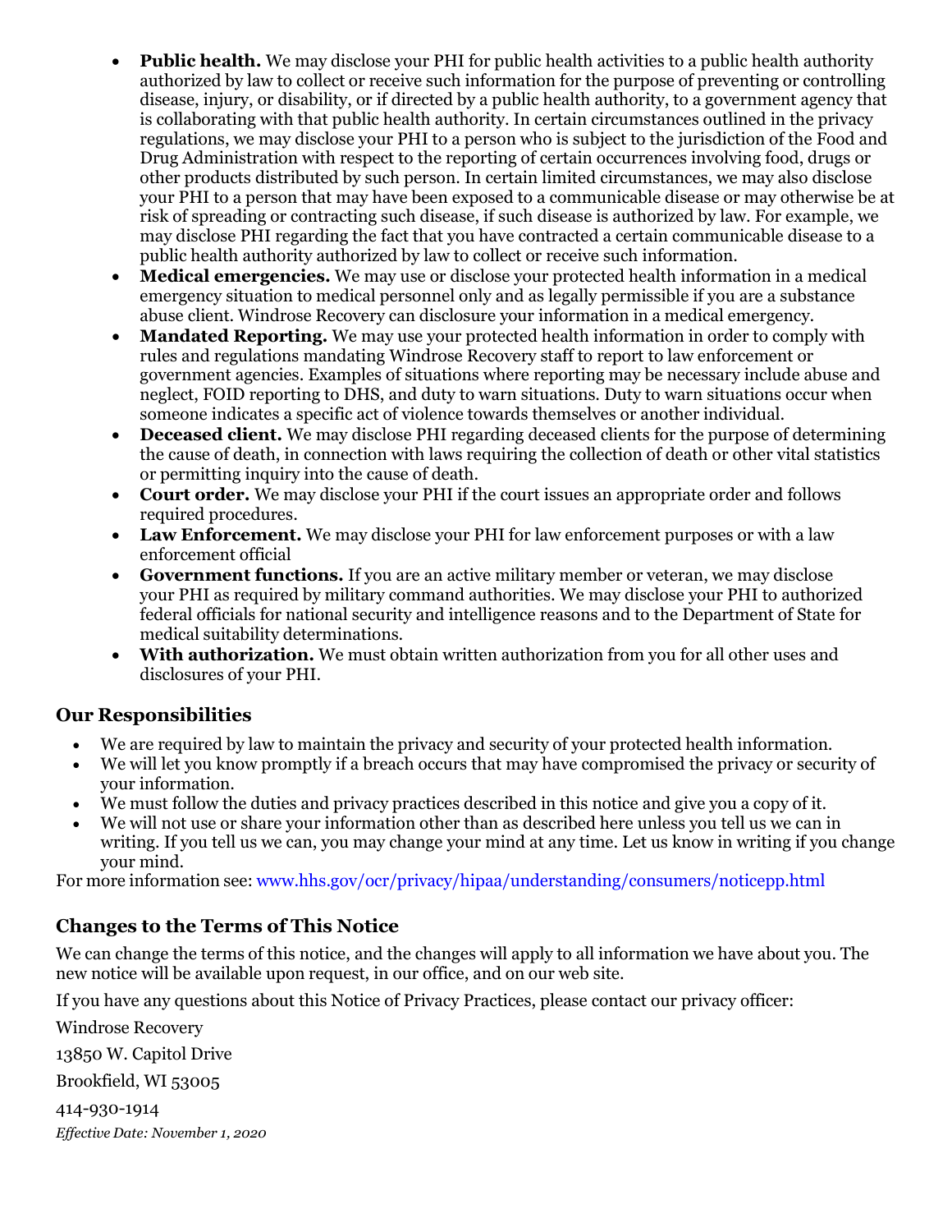- **Public health.** We may disclose your PHI for public health activities to a public health authority authorized by law to collect or receive such information for the purpose of preventing or controlling disease, injury, or disability, or if directed by a public health authority, to a government agency that is collaborating with that public health authority. In certain circumstances outlined in the privacy regulations, we may disclose your PHI to a person who is subject to the jurisdiction of the Food and Drug Administration with respect to the reporting of certain occurrences involving food, drugs or other products distributed by such person. In certain limited circumstances, we may also disclose your PHI to a person that may have been exposed to a communicable disease or may otherwise be at risk of spreading or contracting such disease, if such disease is authorized by law. For example, we may disclose PHI regarding the fact that you have contracted a certain communicable disease to a public health authority authorized by law to collect or receive such information.
- **Medical emergencies.** We may use or disclose your protected health information in a medical emergency situation to medical personnel only and as legally permissible if you are a substance abuse client. Windrose Recovery can disclosure your information in a medical emergency.
- **Mandated Reporting.** We may use your protected health information in order to comply with rules and regulations mandating Windrose Recovery staff to report to law enforcement or government agencies. Examples of situations where reporting may be necessary include abuse and neglect, FOID reporting to DHS, and duty to warn situations. Duty to warn situations occur when someone indicates a specific act of violence towards themselves or another individual.
- **Deceased client.** We may disclose PHI regarding deceased clients for the purpose of determining the cause of death, in connection with laws requiring the collection of death or other vital statistics or permitting inquiry into the cause of death.
- **Court order.** We may disclose your PHI if the court issues an appropriate order and follows required procedures.
- **Law Enforcement.** We may disclose your PHI for law enforcement purposes or with a law enforcement official
- **Government functions.** If you are an active military member or veteran, we may disclose your PHI as required by military command authorities. We may disclose your PHI to authorized federal officials for national security and intelligence reasons and to the Department of State for medical suitability determinations.
- **With authorization.** We must obtain written authorization from you for all other uses and disclosures of your PHI.

## Our Responsibilities

- We are required by law to maintain the privacy and security of your protected health information.
- We will let you know promptly if a breach occurs that may have compromised the privacy or security of your information.
- We must follow the duties and privacy practices described in this notice and give you a copy of it.
- We will not use or share your information other than as described here unless you tell us we can in writing. If you tell us we can, you may change your mind at any time. Let us know in writing if you change your mind.

For more information see: www.hhs.gov/ocr/privacy/hipaa/understanding/consumers/noticepp.html

## Changes to the Terms of This Notice

We can change the terms of this notice, and the changes will apply to all information we have about you. The new notice will be available upon request, in our office, and on our web site.

If you have any questions about this Notice of Privacy Practices, please contact our privacy officer:

Windrose Recovery

13850 W. Capitol Drive

Brookfield, WI 53005

414-930-1914

*Effective Date: November 1, 2020*